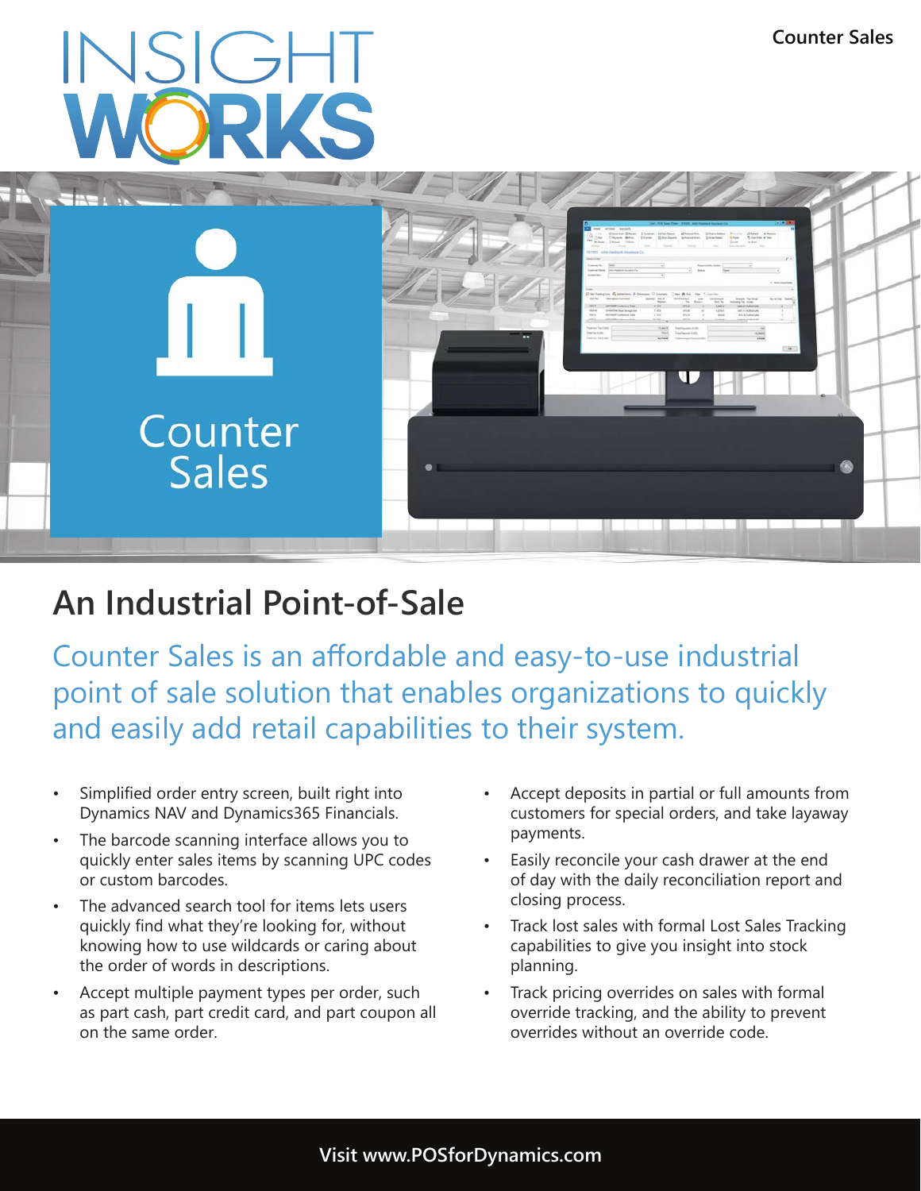# INSIGHT WORKS

Counter Sales

## An Industrial Point-of-Sale

Counter Sales is an affordable and easy-to-use industrial point of sale solution that enables organizations to quickly and easily add retail capabilities to their system.

- Simplified order entry screen, built right into Dynamics NAV and Dynamics365 Financials.
- The barcode scanning interface allows you to quickly enter sales items by scanning UPC codes or custom barcodes.
- The advanced search tool for items lets users quickly find what they're looking for, without knowing how to use wildcards or caring about the order of words in descriptions.
- Accept multiple payment types per order, such as part cash, part credit card, and part coupon all on the same order.
- Accept deposits in partial or full amounts from customers for special orders, and take layaway payments.
- Easily reconcile your cash drawer at the end of day with the daily reconciliation report and closing process.
- Track lost sales with formal Lost Sales Tracking capabilities to give you insight into stock planning.
- Track pricing overrides on sales with formal override tracking, and the ability to prevent overrides without an override code.

**Visit www.POSforDynamics.com**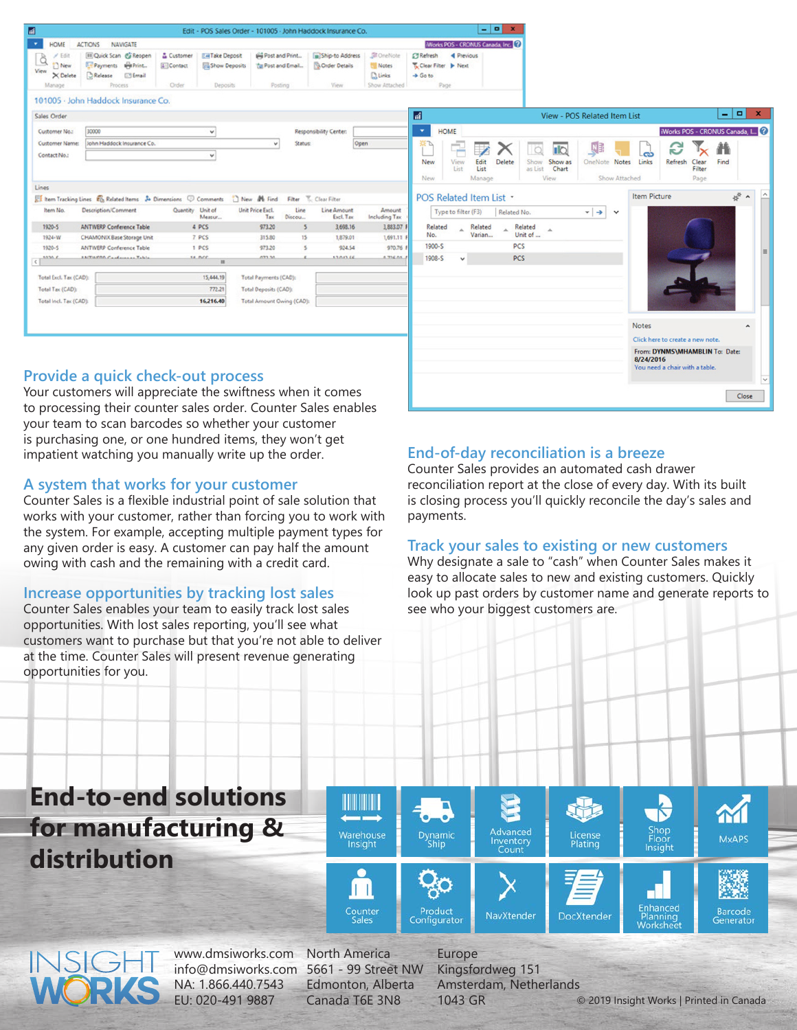## Provide a quick check-out process

Your customers will appreciate the swiftness when it comes to processing their counter sales order. Counter Sales enables your team to scan barcodes so whether your customer is purchasing one, or one hundred items, they won't get impatient watching you manually write up the order.

## A system that works for your customer

Counter Sales is a flexible industrial point of sale solution that works with your customer, rather than forcing you to work with the system. For example, accepting multiple payment types for any given order is easy. A customer can pay half the amount owing with cash and the remaining with a credit card.

## Increase opportunities by tracking lost sales

Counter Sales enables your team to easily track lost sales opportunities. With lost sales reporting, you'll see what customers want to purchase but that you're not able to deliver at the time. Counter Sales will present revenue generating opportunities for you.

## End-of-day reconciliation is a breeze

Counter Sales provides an automated cash drawer reconciliation report at the close of every day. With its built is closing process you'll quickly reconcile the day's sales and payments.

## Track your sales to existing or new customers

Why designate a sale to "cash" when Counter Sales makes it easy to allocate sales to new and existing customers. Quickly look up past orders by customer name and generate reports to see who your biggest customers are.

# End-to-end solutions for manufacturing & distribution

Warehouse Insight | Dynamic Ship | Advanced Inventory Count | License Plating | Shop Floor Insight | MxAPS
Counter Sales | Product Configurator | NavXtender | DocXtender | Enhanced Planning Worksheet | Barcode Generator

INSIGHT WORKS

www.dmsiworks.com
info@dmsiworks.com
NA: 1.866.440.7543
EU: 020-491 9887

North America
5661 - 99 Street NW
Edmonton, Alberta
Canada T6E 3N8

Europe
Kingsfordweg 151
Amsterdam, Netherlands
1043 GR

© 2019 Insight Works | Printed in Canada